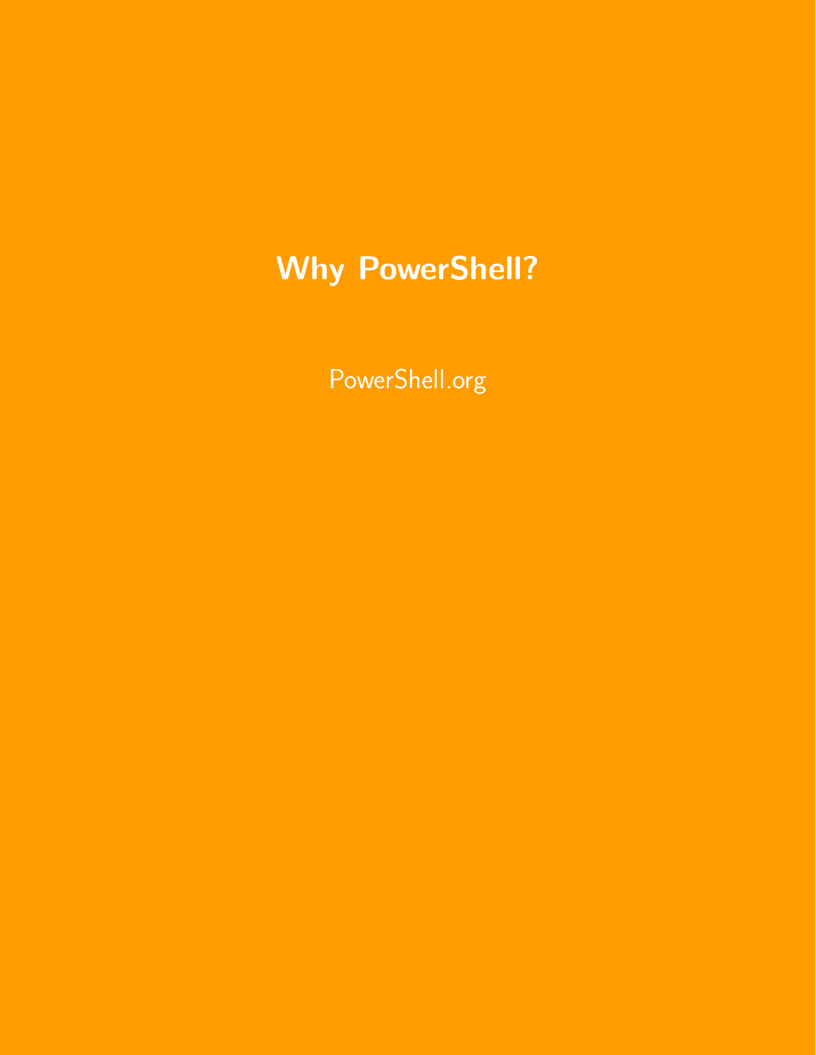# Why PowerShell?

PowerShell.org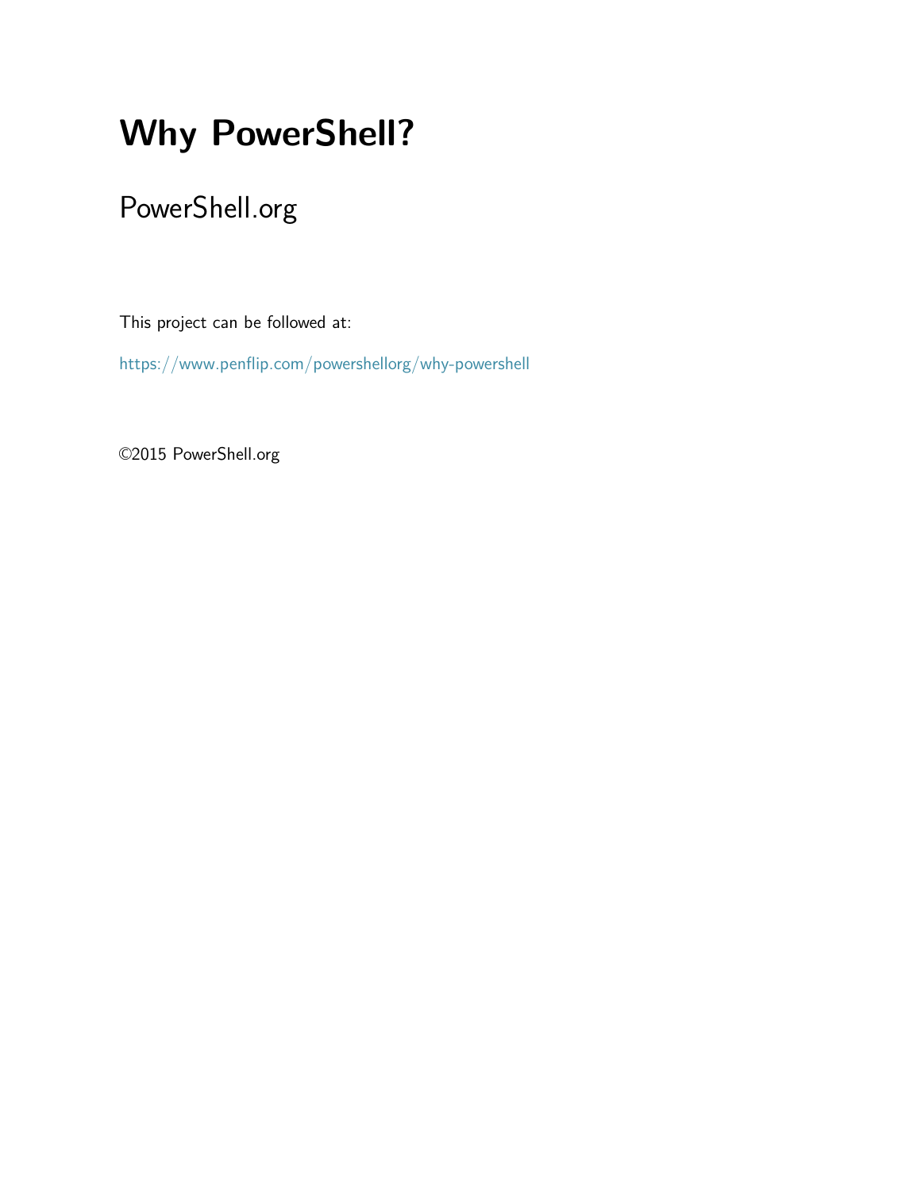# Why PowerShell?

## PowerShell.org

This project can be followed at:

https://www.penflip.com/powershellorg/why-powershell

©2015 PowerShell.org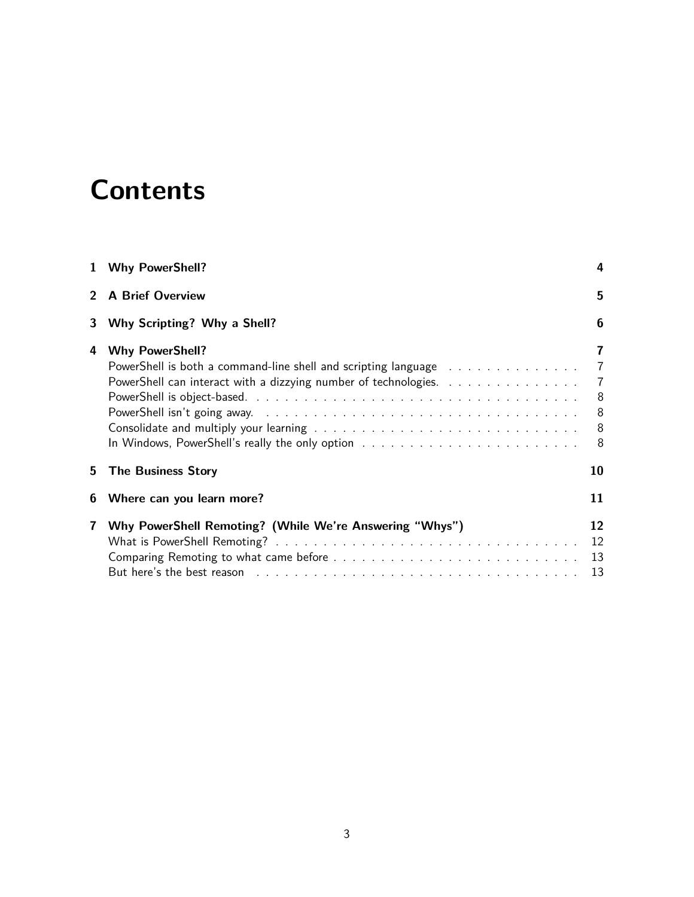# Contents

1 **Why PowerShell?** 4

2 **A Brief Overview** 5

3 **Why Scripting? Why a Shell?** 6

4 **Why PowerShell?** 7
- PowerShell is both a command-line shell and scripting language 7
- PowerShell can interact with a dizzying number of technologies. 7
- PowerShell is object-based. 8
- PowerShell isn't going away. 8
- Consolidate and multiply your learning 8
- In Windows, PowerShell's really the only option 8

5 **The Business Story** 10

6 **Where can you learn more?** 11

7 **Why PowerShell Remoting? (While We're Answering "Whys")** 12
- What is PowerShell Remoting? 12
- Comparing Remoting to what came before 13
- But here's the best reason 13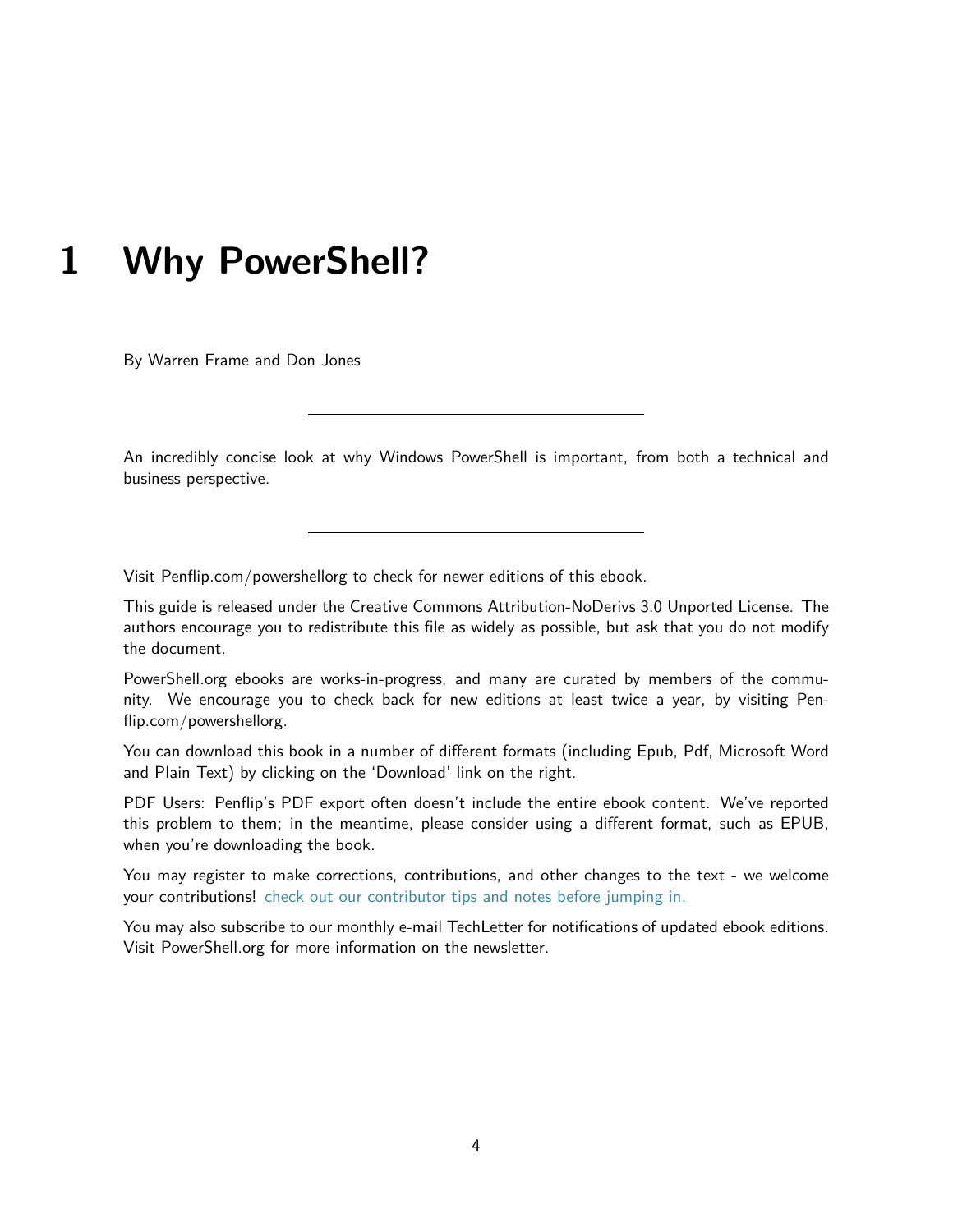# 1 Why PowerShell?

By Warren Frame and Don Jones

---

An incredibly concise look at why Windows PowerShell is important, from both a technical and business perspective.

---

Visit Penflip.com/powershellorg to check for newer editions of this ebook.

This guide is released under the Creative Commons Attribution-NoDerivs 3.0 Unported License. The authors encourage you to redistribute this file as widely as possible, but ask that you do not modify the document.

PowerShell.org ebooks are works-in-progress, and many are curated by members of the community. We encourage you to check back for new editions at least twice a year, by visiting Penflip.com/powershellorg.

You can download this book in a number of different formats (including Epub, Pdf, Microsoft Word and Plain Text) by clicking on the 'Download' link on the right.

PDF Users: Penflip's PDF export often doesn't include the entire ebook content. We've reported this problem to them; in the meantime, please consider using a different format, such as EPUB, when you're downloading the book.

You may register to make corrections, contributions, and other changes to the text - we welcome your contributions! check out our contributor tips and notes before jumping in.

You may also subscribe to our monthly e-mail TechLetter for notifications of updated ebook editions. Visit PowerShell.org for more information on the newsletter.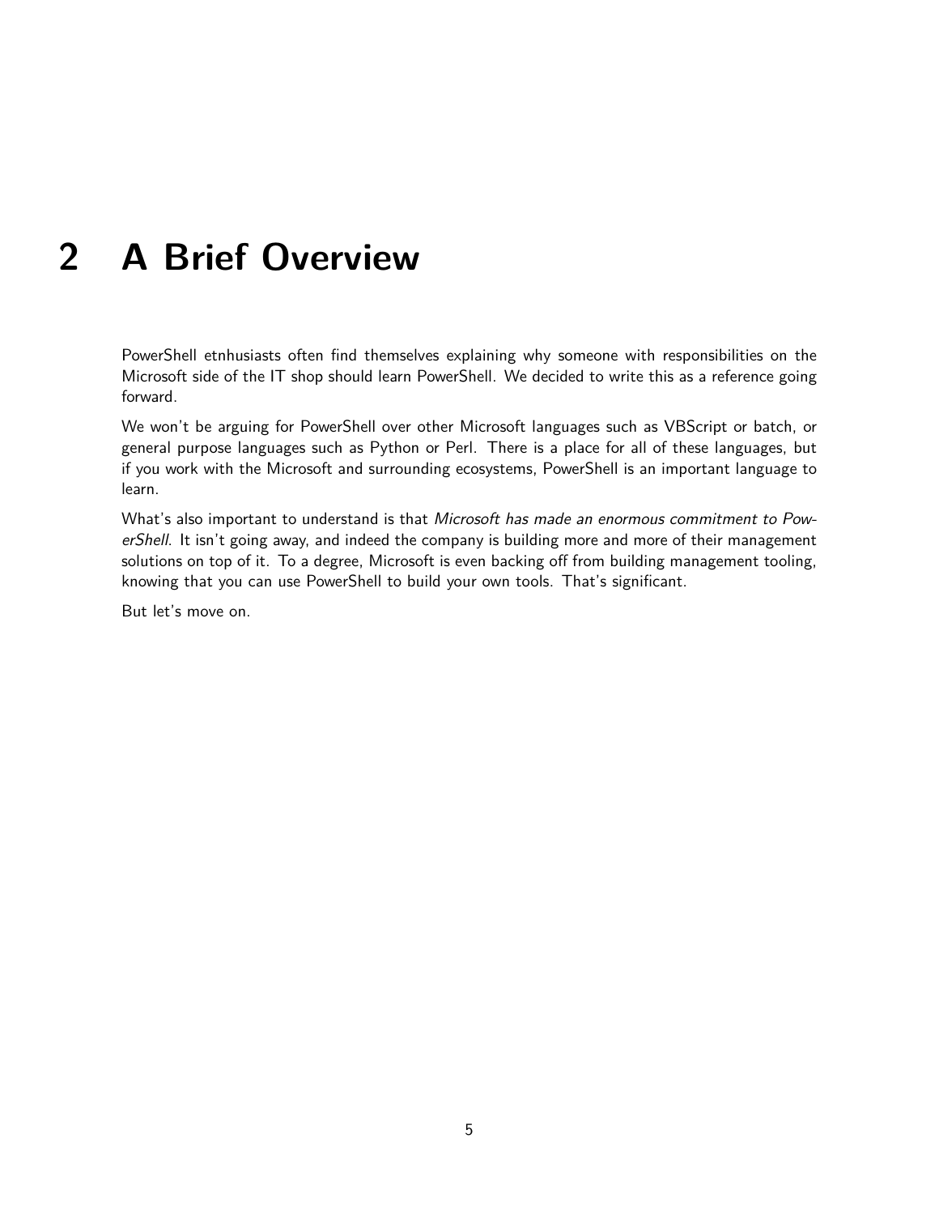# 2 A Brief Overview

PowerShell etnhusiasts often find themselves explaining why someone with responsibilities on the Microsoft side of the IT shop should learn PowerShell. We decided to write this as a reference going forward.

We won't be arguing for PowerShell over other Microsoft languages such as VBScript or batch, or general purpose languages such as Python or Perl. There is a place for all of these languages, but if you work with the Microsoft and surrounding ecosystems, PowerShell is an important language to learn.

What's also important to understand is that *Microsoft has made an enormous commitment to PowerShell*. It isn't going away, and indeed the company is building more and more of their management solutions on top of it. To a degree, Microsoft is even backing off from building management tooling, knowing that you can use PowerShell to build your own tools. That's significant.

But let's move on.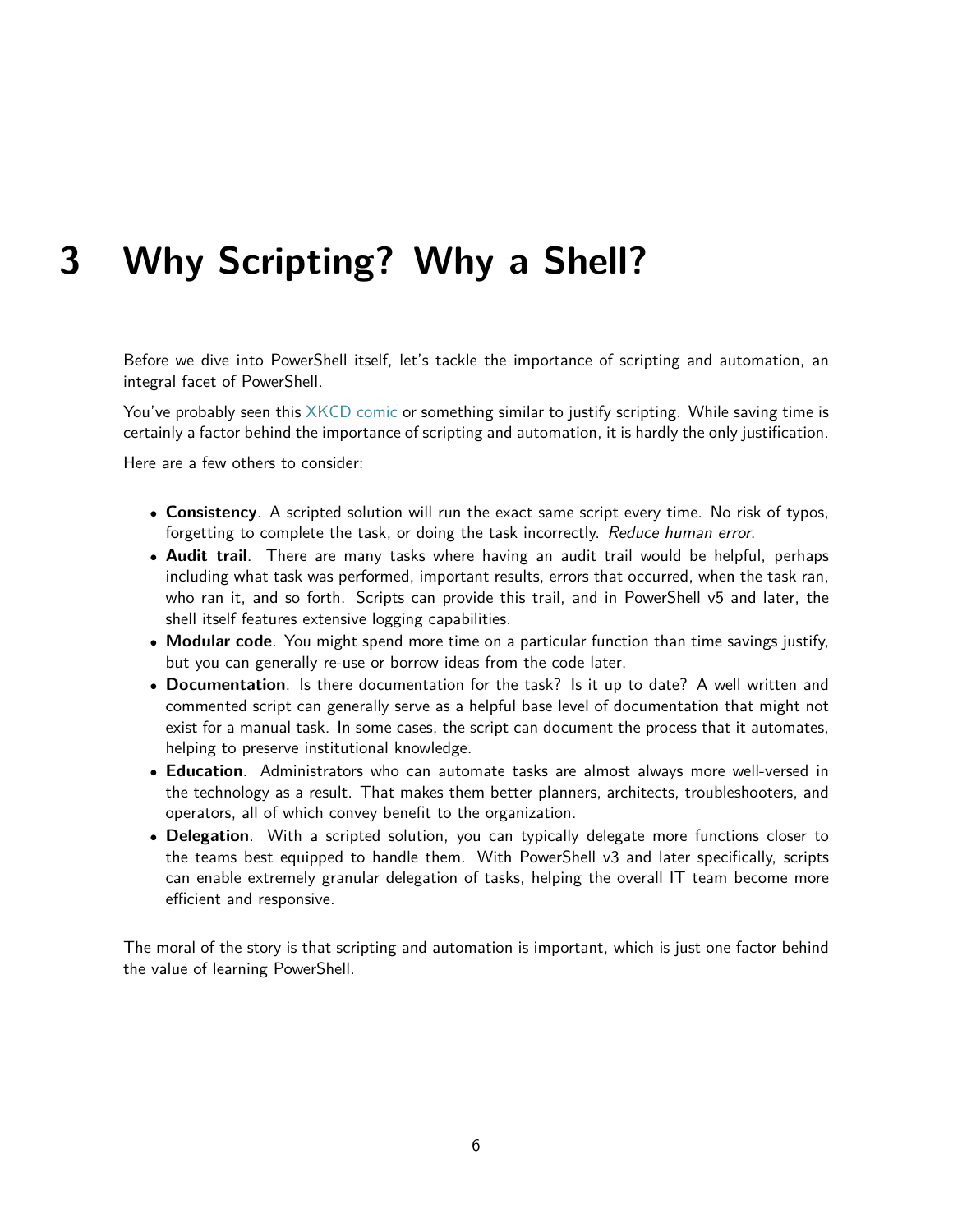# 3 Why Scripting? Why a Shell?

Before we dive into PowerShell itself, let's tackle the importance of scripting and automation, an integral facet of PowerShell.

You've probably seen this XKCD comic or something similar to justify scripting. While saving time is certainly a factor behind the importance of scripting and automation, it is hardly the only justification.

Here are a few others to consider:

- **Consistency**. A scripted solution will run the exact same script every time. No risk of typos, forgetting to complete the task, or doing the task incorrectly. *Reduce human error.*
- **Audit trail**. There are many tasks where having an audit trail would be helpful, perhaps including what task was performed, important results, errors that occurred, when the task ran, who ran it, and so forth. Scripts can provide this trail, and in PowerShell v5 and later, the shell itself features extensive logging capabilities.
- **Modular code**. You might spend more time on a particular function than time savings justify, but you can generally re-use or borrow ideas from the code later.
- **Documentation**. Is there documentation for the task? Is it up to date? A well written and commented script can generally serve as a helpful base level of documentation that might not exist for a manual task. In some cases, the script can document the process that it automates, helping to preserve institutional knowledge.
- **Education**. Administrators who can automate tasks are almost always more well-versed in the technology as a result. That makes them better planners, architects, troubleshooters, and operators, all of which convey benefit to the organization.
- **Delegation**. With a scripted solution, you can typically delegate more functions closer to the teams best equipped to handle them. With PowerShell v3 and later specifically, scripts can enable extremely granular delegation of tasks, helping the overall IT team become more efficient and responsive.

The moral of the story is that scripting and automation is important, which is just one factor behind the value of learning PowerShell.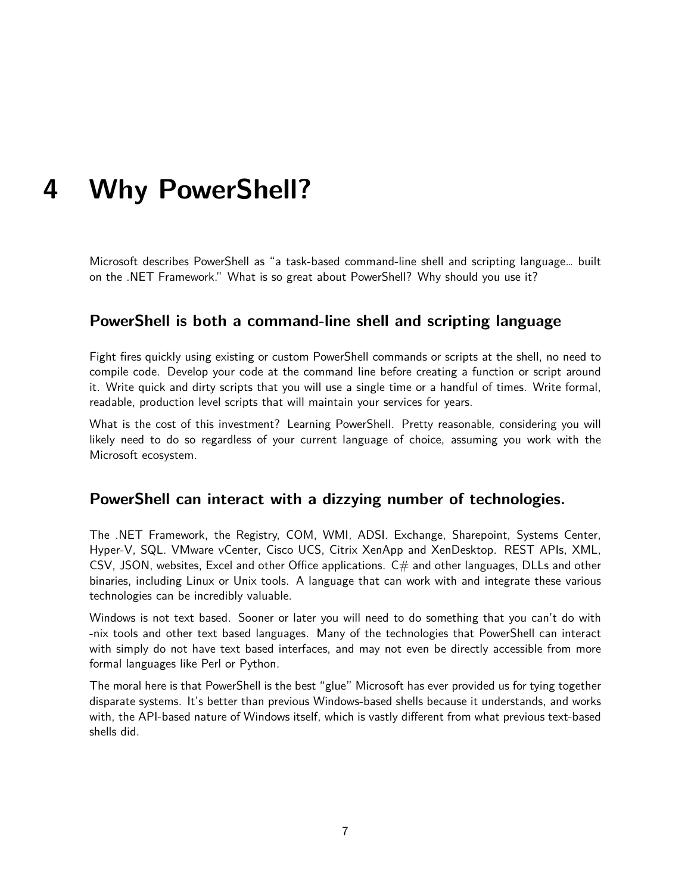# 4 Why PowerShell?

Microsoft describes PowerShell as "a task-based command-line shell and scripting language… built on the .NET Framework." What is so great about PowerShell? Why should you use it?

## PowerShell is both a command-line shell and scripting language

Fight fires quickly using existing or custom PowerShell commands or scripts at the shell, no need to compile code. Develop your code at the command line before creating a function or script around it. Write quick and dirty scripts that you will use a single time or a handful of times. Write formal, readable, production level scripts that will maintain your services for years.

What is the cost of this investment? Learning PowerShell. Pretty reasonable, considering you will likely need to do so regardless of your current language of choice, assuming you work with the Microsoft ecosystem.

## PowerShell can interact with a dizzying number of technologies.

The .NET Framework, the Registry, COM, WMI, ADSI. Exchange, Sharepoint, Systems Center, Hyper-V, SQL. VMware vCenter, Cisco UCS, Citrix XenApp and XenDesktop. REST APIs, XML, CSV, JSON, websites, Excel and other Office applications. C# and other languages, DLLs and other binaries, including Linux or Unix tools. A language that can work with and integrate these various technologies can be incredibly valuable.

Windows is not text based. Sooner or later you will need to do something that you can't do with -nix tools and other text based languages. Many of the technologies that PowerShell can interact with simply do not have text based interfaces, and may not even be directly accessible from more formal languages like Perl or Python.

The moral here is that PowerShell is the best "glue" Microsoft has ever provided us for tying together disparate systems. It's better than previous Windows-based shells because it understands, and works with, the API-based nature of Windows itself, which is vastly different from what previous text-based shells did.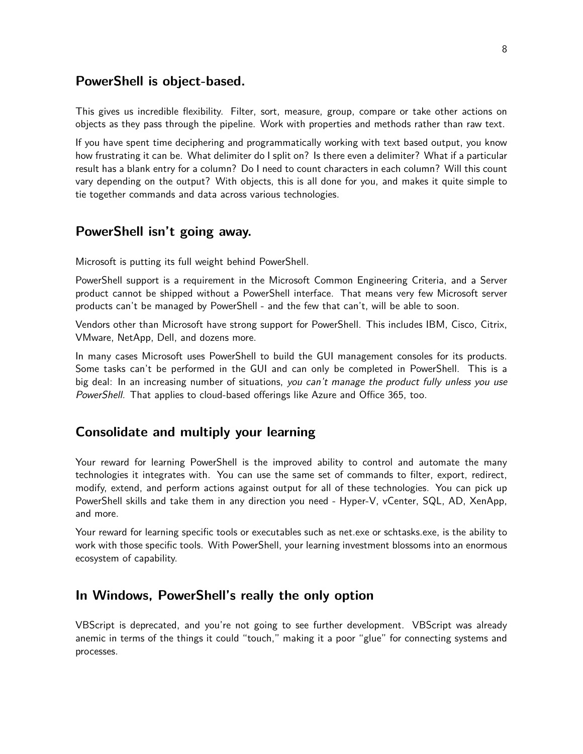## PowerShell is object-based.

This gives us incredible flexibility. Filter, sort, measure, group, compare or take other actions on objects as they pass through the pipeline. Work with properties and methods rather than raw text.

If you have spent time deciphering and programmatically working with text based output, you know how frustrating it can be. What delimiter do I split on? Is there even a delimiter? What if a particular result has a blank entry for a column? Do I need to count characters in each column? Will this count vary depending on the output? With objects, this is all done for you, and makes it quite simple to tie together commands and data across various technologies.

## PowerShell isn't going away.

Microsoft is putting its full weight behind PowerShell.

PowerShell support is a requirement in the Microsoft Common Engineering Criteria, and a Server product cannot be shipped without a PowerShell interface. That means very few Microsoft server products can't be managed by PowerShell - and the few that can't, will be able to soon.

Vendors other than Microsoft have strong support for PowerShell. This includes IBM, Cisco, Citrix, VMware, NetApp, Dell, and dozens more.

In many cases Microsoft uses PowerShell to build the GUI management consoles for its products. Some tasks can't be performed in the GUI and can only be completed in PowerShell. This is a big deal: In an increasing number of situations, *you can't manage the product fully unless you use PowerShell.* That applies to cloud-based offerings like Azure and Office 365, too.

## Consolidate and multiply your learning

Your reward for learning PowerShell is the improved ability to control and automate the many technologies it integrates with. You can use the same set of commands to filter, export, redirect, modify, extend, and perform actions against output for all of these technologies. You can pick up PowerShell skills and take them in any direction you need - Hyper-V, vCenter, SQL, AD, XenApp, and more.

Your reward for learning specific tools or executables such as net.exe or schtasks.exe, is the ability to work with those specific tools. With PowerShell, your learning investment blossoms into an enormous ecosystem of capability.

## In Windows, PowerShell's really the only option

VBScript is deprecated, and you're not going to see further development. VBScript was already anemic in terms of the things it could "touch," making it a poor "glue" for connecting systems and processes.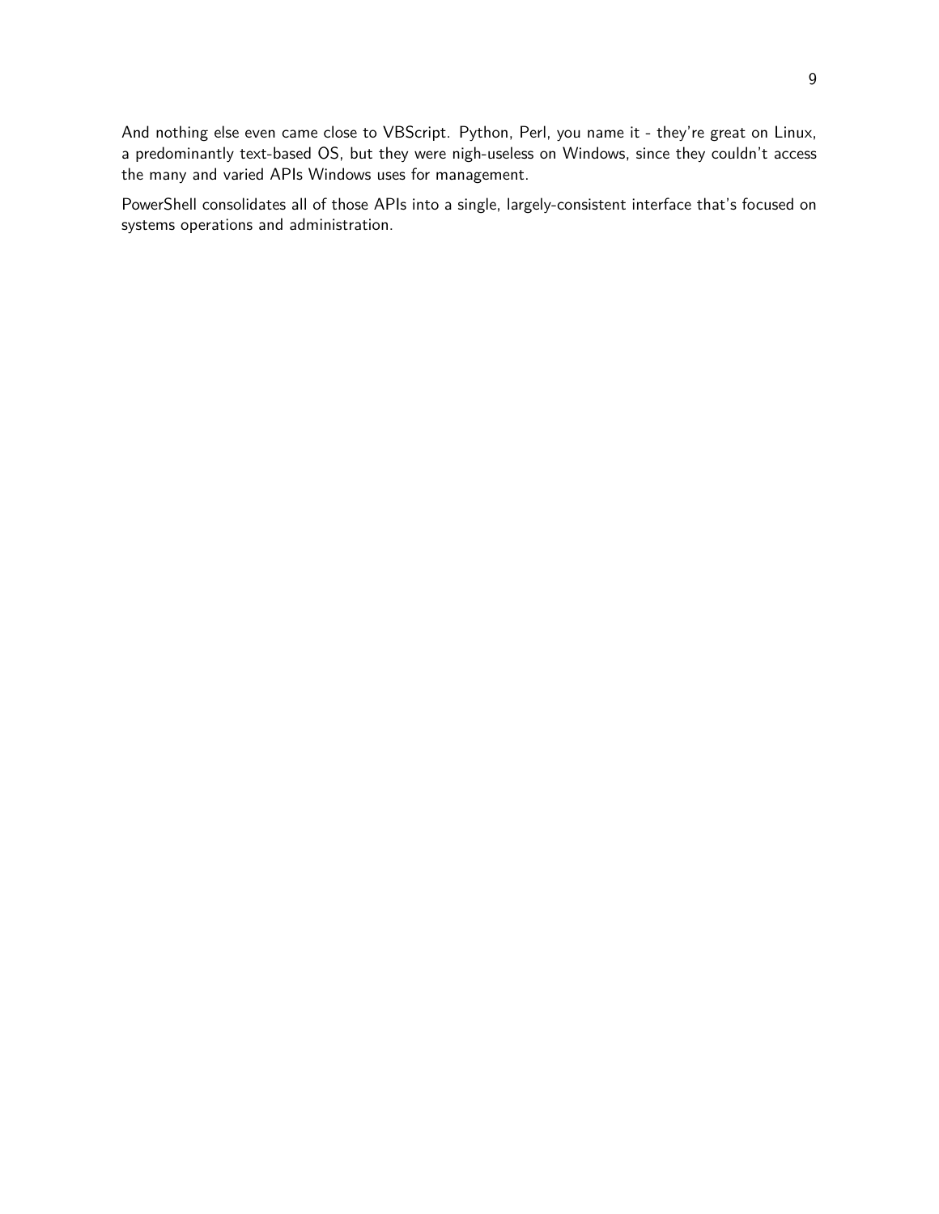And nothing else even came close to VBScript. Python, Perl, you name it - they're great on Linux, a predominantly text-based OS, but they were nigh-useless on Windows, since they couldn't access the many and varied APIs Windows uses for management.

PowerShell consolidates all of those APIs into a single, largely-consistent interface that's focused on systems operations and administration.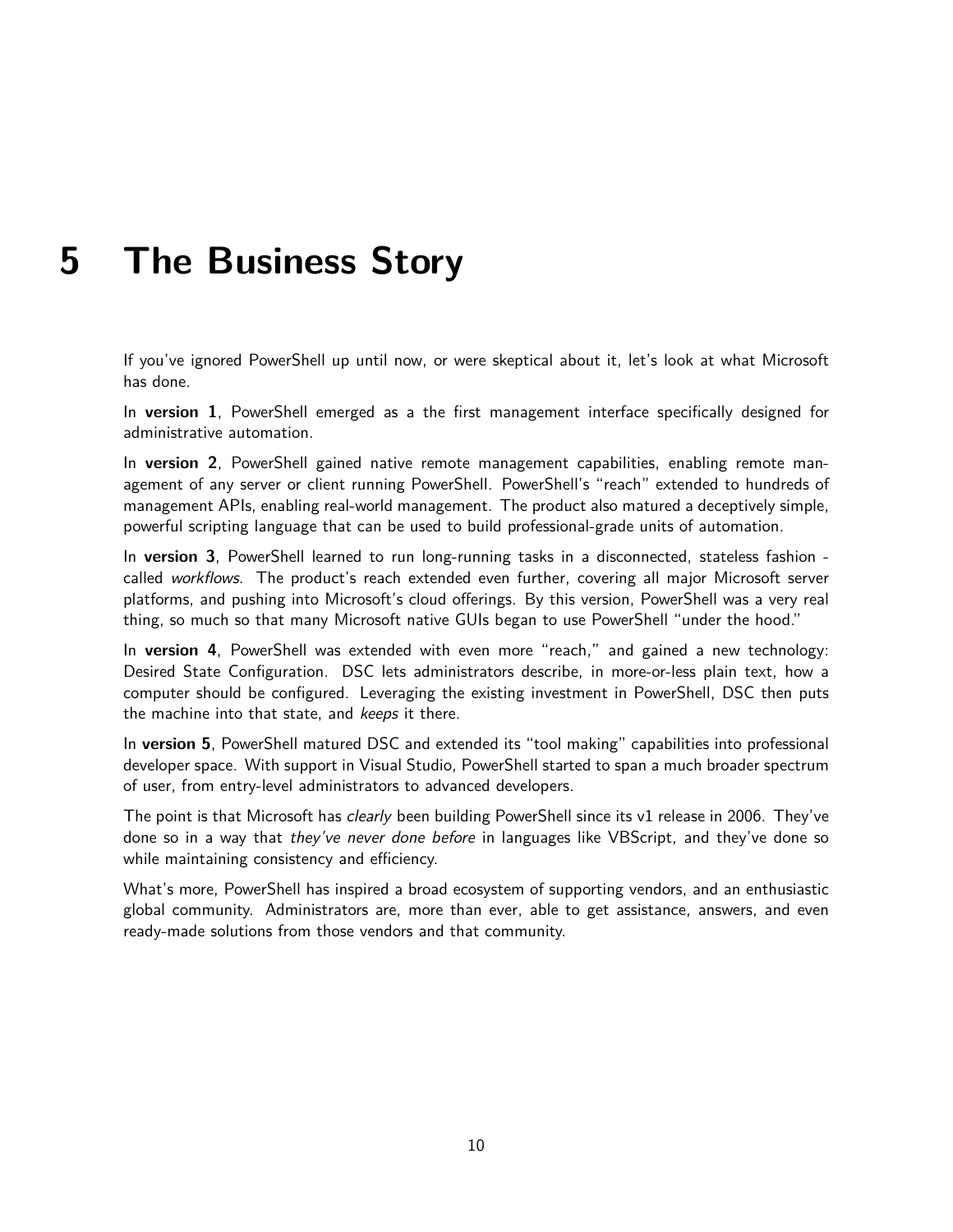# 5 The Business Story

If you've ignored PowerShell up until now, or were skeptical about it, let's look at what Microsoft has done.

In **version 1**, PowerShell emerged as a the first management interface specifically designed for administrative automation.

In **version 2**, PowerShell gained native remote management capabilities, enabling remote management of any server or client running PowerShell. PowerShell's "reach" extended to hundreds of management APIs, enabling real-world management. The product also matured a deceptively simple, powerful scripting language that can be used to build professional-grade units of automation.

In **version 3**, PowerShell learned to run long-running tasks in a disconnected, stateless fashion - called *workflows*. The product's reach extended even further, covering all major Microsoft server platforms, and pushing into Microsoft's cloud offerings. By this version, PowerShell was a very real thing, so much so that many Microsoft native GUIs began to use PowerShell "under the hood."

In **version 4**, PowerShell was extended with even more "reach," and gained a new technology: Desired State Configuration. DSC lets administrators describe, in more-or-less plain text, how a computer should be configured. Leveraging the existing investment in PowerShell, DSC then puts the machine into that state, and *keeps* it there.

In **version 5**, PowerShell matured DSC and extended its "tool making" capabilities into professional developer space. With support in Visual Studio, PowerShell started to span a much broader spectrum of user, from entry-level administrators to advanced developers.

The point is that Microsoft has *clearly* been building PowerShell since its v1 release in 2006. They've done so in a way that *they've never done before* in languages like VBScript, and they've done so while maintaining consistency and efficiency.

What's more, PowerShell has inspired a broad ecosystem of supporting vendors, and an enthusiastic global community. Administrators are, more than ever, able to get assistance, answers, and even ready-made solutions from those vendors and that community.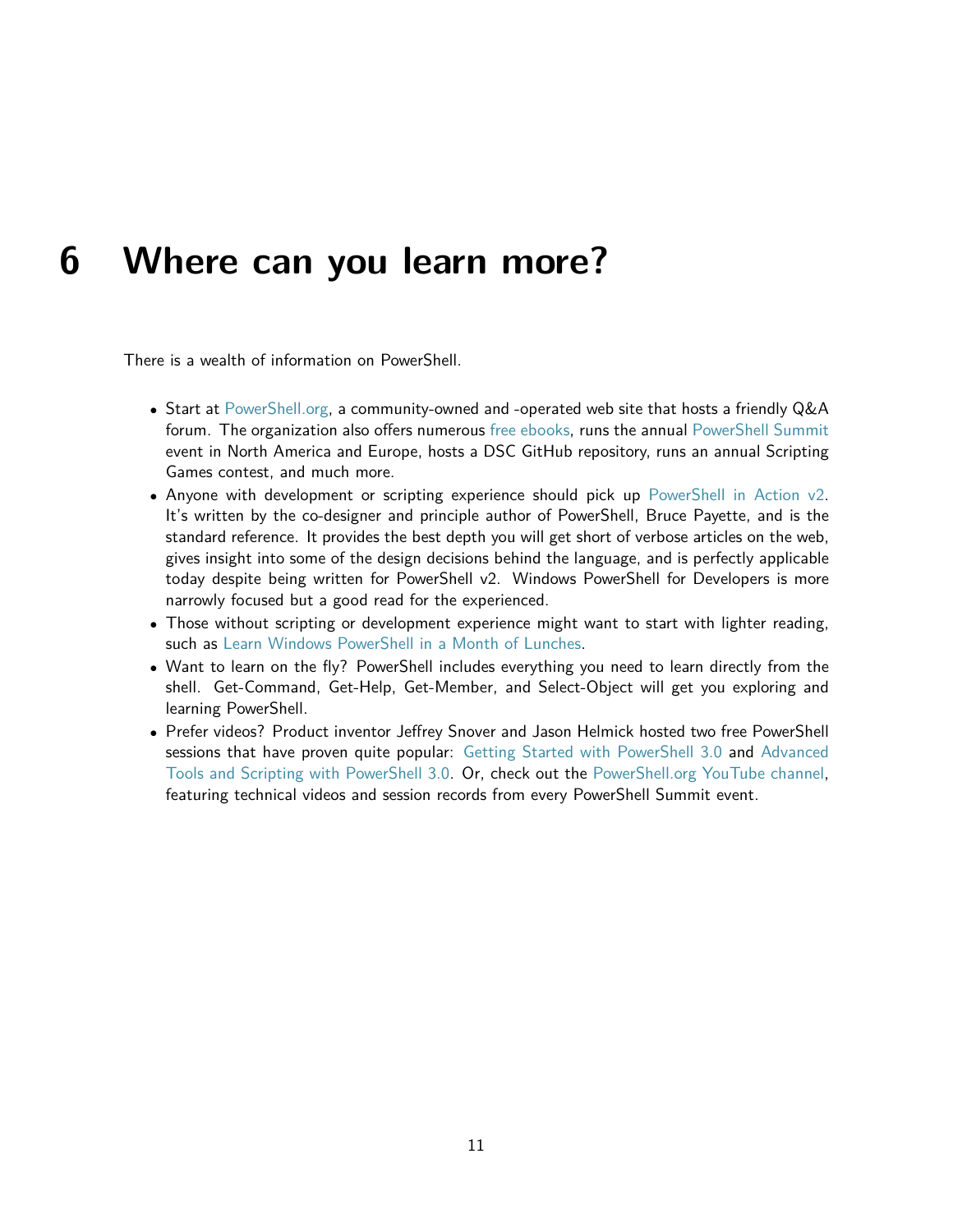# 6 Where can you learn more?

There is a wealth of information on PowerShell.

- Start at PowerShell.org, a community-owned and -operated web site that hosts a friendly Q&A forum. The organization also offers numerous free ebooks, runs the annual PowerShell Summit event in North America and Europe, hosts a DSC GitHub repository, runs an annual Scripting Games contest, and much more.
- Anyone with development or scripting experience should pick up PowerShell in Action v2. It's written by the co-designer and principle author of PowerShell, Bruce Payette, and is the standard reference. It provides the best depth you will get short of verbose articles on the web, gives insight into some of the design decisions behind the language, and is perfectly applicable today despite being written for PowerShell v2. Windows PowerShell for Developers is more narrowly focused but a good read for the experienced.
- Those without scripting or development experience might want to start with lighter reading, such as Learn Windows PowerShell in a Month of Lunches.
- Want to learn on the fly? PowerShell includes everything you need to learn directly from the shell. Get-Command, Get-Help, Get-Member, and Select-Object will get you exploring and learning PowerShell.
- Prefer videos? Product inventor Jeffrey Snover and Jason Helmick hosted two free PowerShell sessions that have proven quite popular: Getting Started with PowerShell 3.0 and Advanced Tools and Scripting with PowerShell 3.0. Or, check out the PowerShell.org YouTube channel, featuring technical videos and session records from every PowerShell Summit event.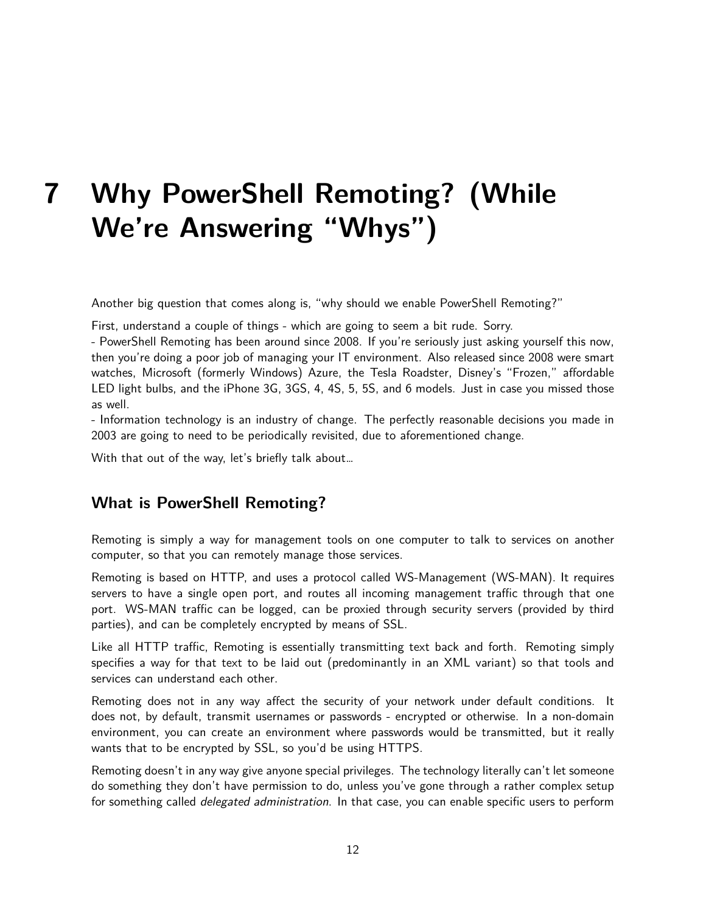# 7 Why PowerShell Remoting? (While We're Answering "Whys")

Another big question that comes along is, "why should we enable PowerShell Remoting?"

First, understand a couple of things - which are going to seem a bit rude. Sorry.
- PowerShell Remoting has been around since 2008. If you're seriously just asking yourself this now, then you're doing a poor job of managing your IT environment. Also released since 2008 were smart watches, Microsoft (formerly Windows) Azure, the Tesla Roadster, Disney's "Frozen," affordable LED light bulbs, and the iPhone 3G, 3GS, 4, 4S, 5, 5S, and 6 models. Just in case you missed those as well.
- Information technology is an industry of change. The perfectly reasonable decisions you made in 2003 are going to need to be periodically revisited, due to aforementioned change.

With that out of the way, let's briefly talk about...

## What is PowerShell Remoting?

Remoting is simply a way for management tools on one computer to talk to services on another computer, so that you can remotely manage those services.

Remoting is based on HTTP, and uses a protocol called WS-Management (WS-MAN). It requires servers to have a single open port, and routes all incoming management traffic through that one port. WS-MAN traffic can be logged, can be proxied through security servers (provided by third parties), and can be completely encrypted by means of SSL.

Like all HTTP traffic, Remoting is essentially transmitting text back and forth. Remoting simply specifies a way for that text to be laid out (predominantly in an XML variant) so that tools and services can understand each other.

Remoting does not in any way affect the security of your network under default conditions. It does not, by default, transmit usernames or passwords - encrypted or otherwise. In a non-domain environment, you can create an environment where passwords would be transmitted, but it really wants that to be encrypted by SSL, so you'd be using HTTPS.

Remoting doesn't in any way give anyone special privileges. The technology literally can't let someone do something they don't have permission to do, unless you've gone through a rather complex setup for something called *delegated administration*. In that case, you can enable specific users to perform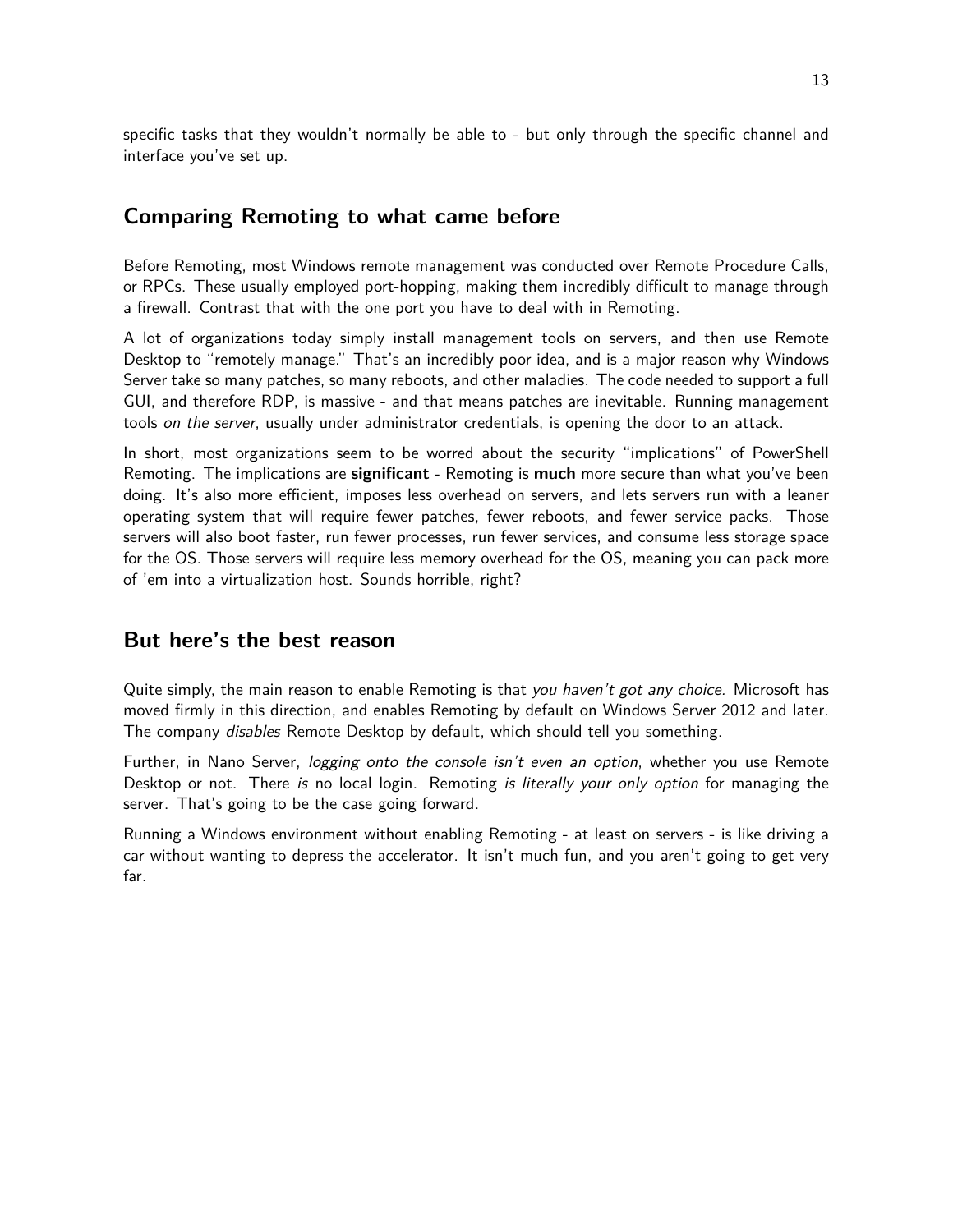specific tasks that they wouldn't normally be able to - but only through the specific channel and interface you've set up.

## Comparing Remoting to what came before

Before Remoting, most Windows remote management was conducted over Remote Procedure Calls, or RPCs. These usually employed port-hopping, making them incredibly difficult to manage through a firewall. Contrast that with the one port you have to deal with in Remoting.

A lot of organizations today simply install management tools on servers, and then use Remote Desktop to "remotely manage." That's an incredibly poor idea, and is a major reason why Windows Server take so many patches, so many reboots, and other maladies. The code needed to support a full GUI, and therefore RDP, is massive - and that means patches are inevitable. Running management tools *on the server*, usually under administrator credentials, is opening the door to an attack.

In short, most organizations seem to be worred about the security "implications" of PowerShell Remoting. The implications are **significant** - Remoting is **much** more secure than what you've been doing. It's also more efficient, imposes less overhead on servers, and lets servers run with a leaner operating system that will require fewer patches, fewer reboots, and fewer service packs. Those servers will also boot faster, run fewer processes, run fewer services, and consume less storage space for the OS. Those servers will require less memory overhead for the OS, meaning you can pack more of 'em into a virtualization host. Sounds horrible, right?

## But here's the best reason

Quite simply, the main reason to enable Remoting is that *you haven't got any choice.* Microsoft has moved firmly in this direction, and enables Remoting by default on Windows Server 2012 and later. The company *disables* Remote Desktop by default, which should tell you something.

Further, in Nano Server, *logging onto the console isn't even an option*, whether you use Remote Desktop or not. There *is* no local login. Remoting *is literally your only option* for managing the server. That's going to be the case going forward.

Running a Windows environment without enabling Remoting - at least on servers - is like driving a car without wanting to depress the accelerator. It isn't much fun, and you aren't going to get very far.